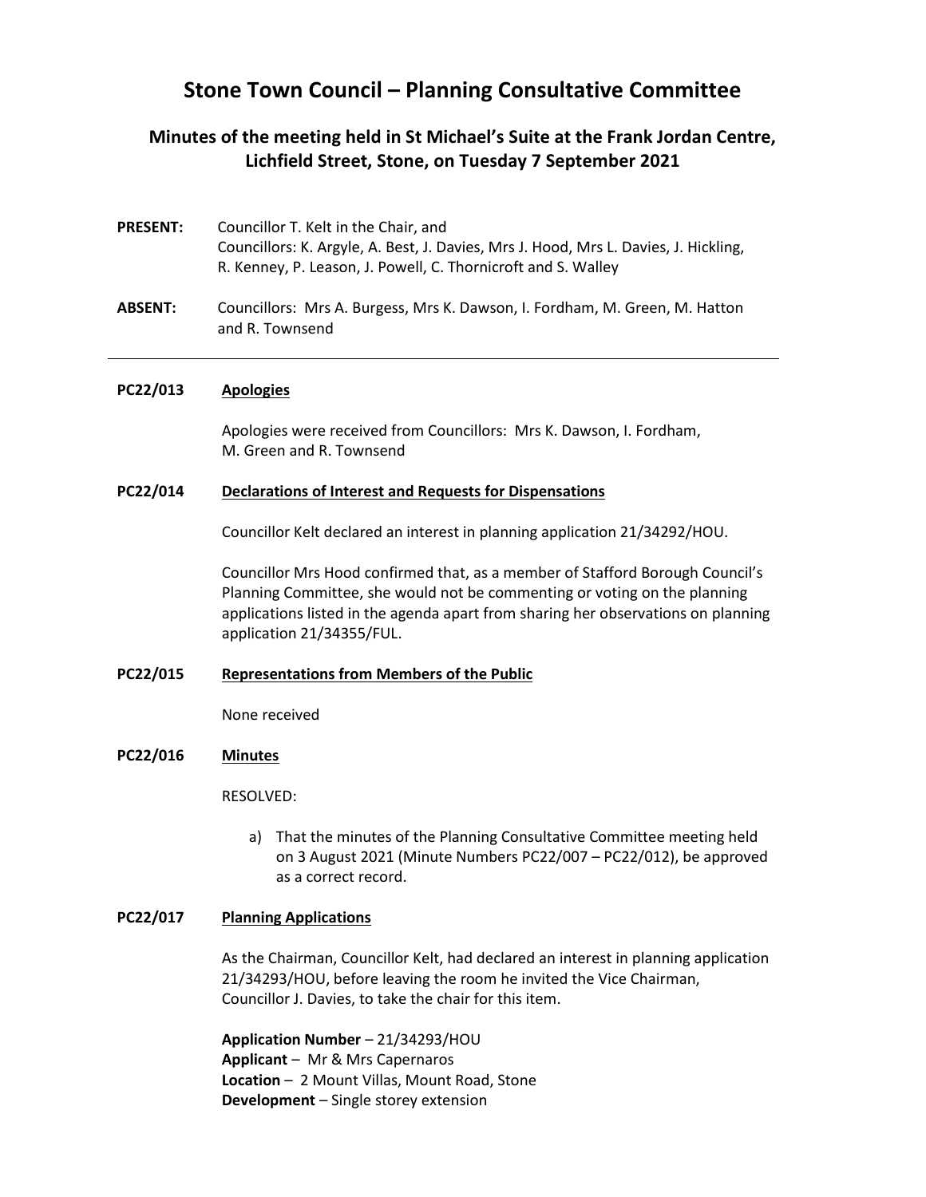# Stone Town Council – Planning Consultative Committee

## Minutes of the meeting held in St Michael's Suite at the Frank Jordan Centre, Lichfield Street, Stone, on Tuesday 7 September 2021

**PRESENT:** Councillor T. Kelt in the Chair, and Councillors: K. Argyle, A. Best, J. Davies, Mrs J. Hood, Mrs L. Davies, J. Hickling, R. Kenney, P. Leason, J. Powell, C. Thornicroft and S. Walley

**ABSENT:** Councillors: Mrs A. Burgess, Mrs K. Dawson, I. Fordham, M. Green, M. Hatton and R. Townsend

---

**PC22/013** **Apologies**

Apologies were received from Councillors: Mrs K. Dawson, I. Fordham, M. Green and R. Townsend

**PC22/014** **Declarations of Interest and Requests for Dispensations**

Councillor Kelt declared an interest in planning application 21/34292/HOU.

Councillor Mrs Hood confirmed that, as a member of Stafford Borough Council's Planning Committee, she would not be commenting or voting on the planning applications listed in the agenda apart from sharing her observations on planning application 21/34355/FUL.

**PC22/015** **Representations from Members of the Public**

None received

**PC22/016** **Minutes**

RESOLVED:

a) That the minutes of the Planning Consultative Committee meeting held on 3 August 2021 (Minute Numbers PC22/007 – PC22/012), be approved as a correct record.

**PC22/017** **Planning Applications**

As the Chairman, Councillor Kelt, had declared an interest in planning application 21/34293/HOU, before leaving the room he invited the Vice Chairman, Councillor J. Davies, to take the chair for this item.

**Application Number** – 21/34293/HOU
**Applicant** – Mr & Mrs Capernaros
**Location** – 2 Mount Villas, Mount Road, Stone
**Development** – Single storey extension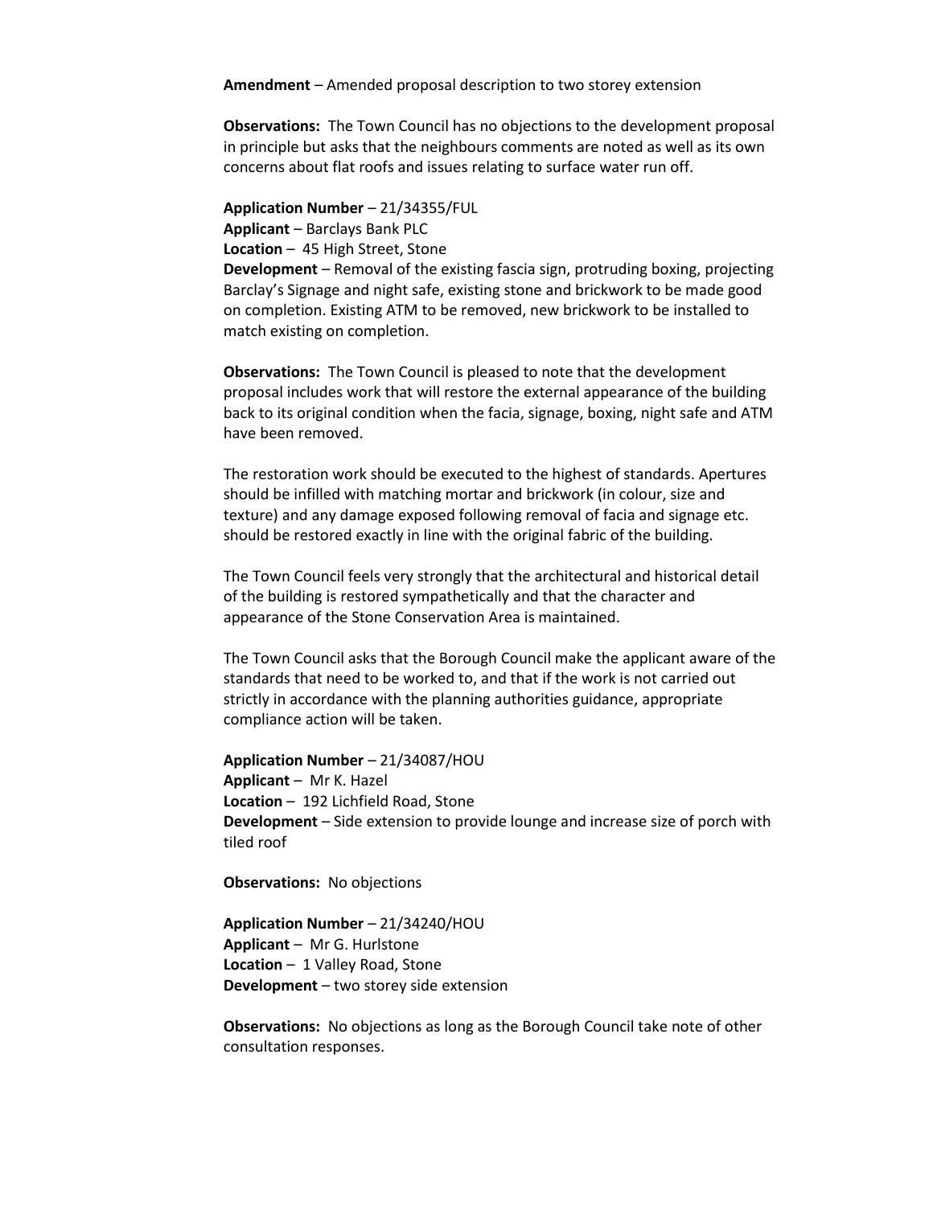**Amendment** – Amended proposal description to two storey extension

**Observations:** The Town Council has no objections to the development proposal in principle but asks that the neighbours comments are noted as well as its own concerns about flat roofs and issues relating to surface water run off.

**Application Number** – 21/34355/FUL
**Applicant** – Barclays Bank PLC
**Location** – 45 High Street, Stone
**Development** – Removal of the existing fascia sign, protruding boxing, projecting Barclay's Signage and night safe, existing stone and brickwork to be made good on completion. Existing ATM to be removed, new brickwork to be installed to match existing on completion.

**Observations:** The Town Council is pleased to note that the development proposal includes work that will restore the external appearance of the building back to its original condition when the facia, signage, boxing, night safe and ATM have been removed.

The restoration work should be executed to the highest of standards. Apertures should be infilled with matching mortar and brickwork (in colour, size and texture) and any damage exposed following removal of facia and signage etc. should be restored exactly in line with the original fabric of the building.

The Town Council feels very strongly that the architectural and historical detail of the building is restored sympathetically and that the character and appearance of the Stone Conservation Area is maintained.

The Town Council asks that the Borough Council make the applicant aware of the standards that need to be worked to, and that if the work is not carried out strictly in accordance with the planning authorities guidance, appropriate compliance action will be taken.

**Application Number** – 21/34087/HOU
**Applicant** – Mr K. Hazel
**Location** – 192 Lichfield Road, Stone
**Development** – Side extension to provide lounge and increase size of porch with tiled roof

**Observations:** No objections

**Application Number** – 21/34240/HOU
**Applicant** – Mr G. Hurlstone
**Location** – 1 Valley Road, Stone
**Development** – two storey side extension

**Observations:** No objections as long as the Borough Council take note of other consultation responses.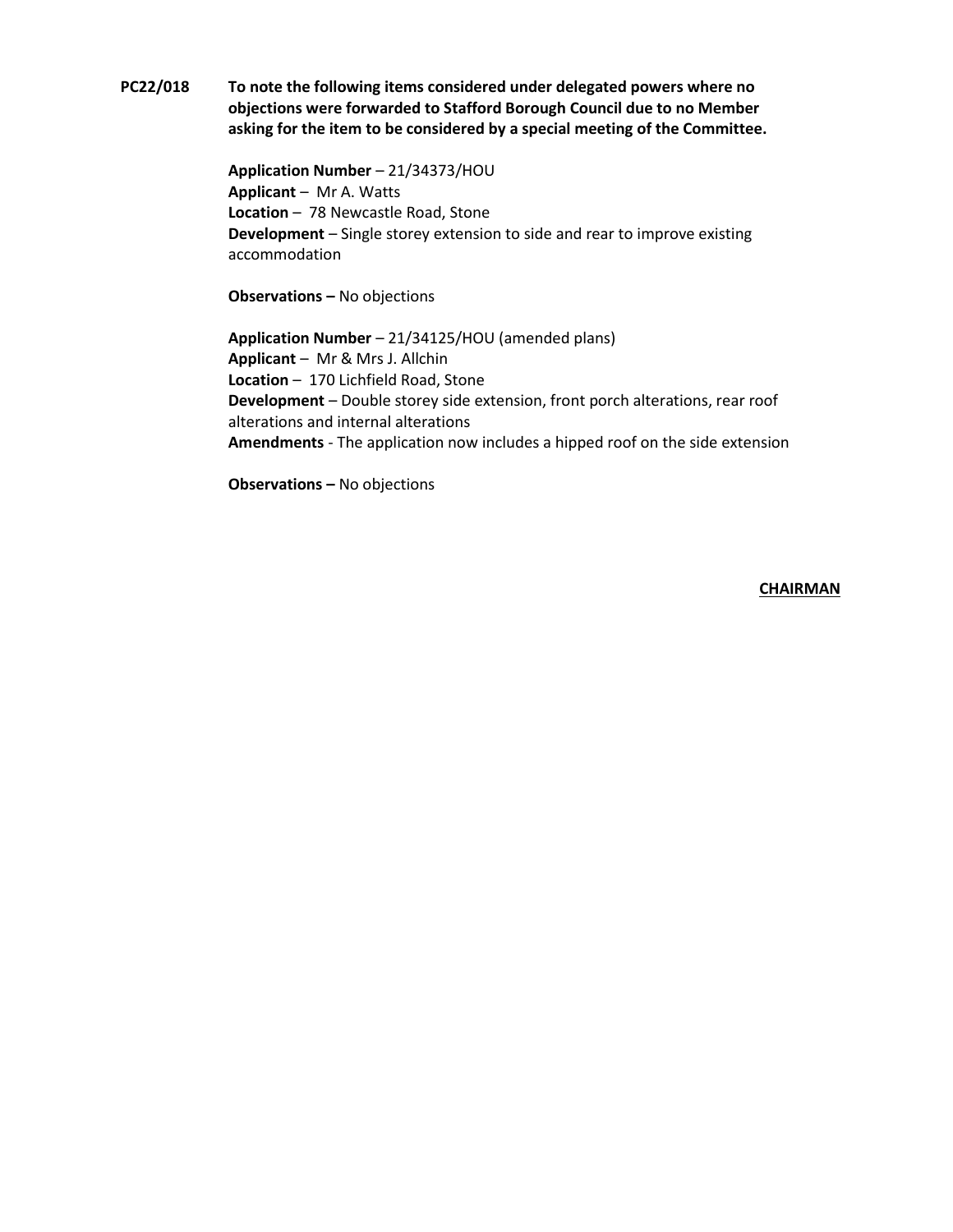**PC22/018** **To note the following items considered under delegated powers where no objections were forwarded to Stafford Borough Council due to no Member asking for the item to be considered by a special meeting of the Committee.**

**Application Number** – 21/34373/HOU
**Applicant** – Mr A. Watts
**Location** – 78 Newcastle Road, Stone
**Development** – Single storey extension to side and rear to improve existing accommodation

**Observations –** No objections

**Application Number** – 21/34125/HOU (amended plans)
**Applicant** – Mr & Mrs J. Allchin
**Location** – 170 Lichfield Road, Stone
**Development** – Double storey side extension, front porch alterations, rear roof alterations and internal alterations
**Amendments** - The application now includes a hipped roof on the side extension

**Observations –** No objections

**CHAIRMAN**